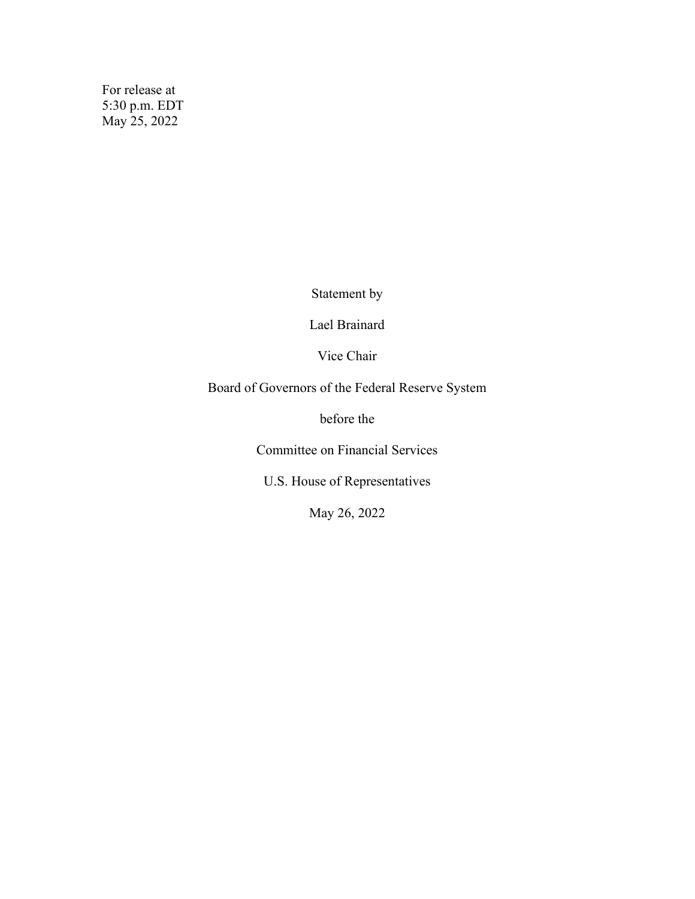For release at
5:30 p.m. EDT
May 25, 2022

Statement by

Lael Brainard

Vice Chair

Board of Governors of the Federal Reserve System

before the

Committee on Financial Services

U.S. House of Representatives

May 26, 2022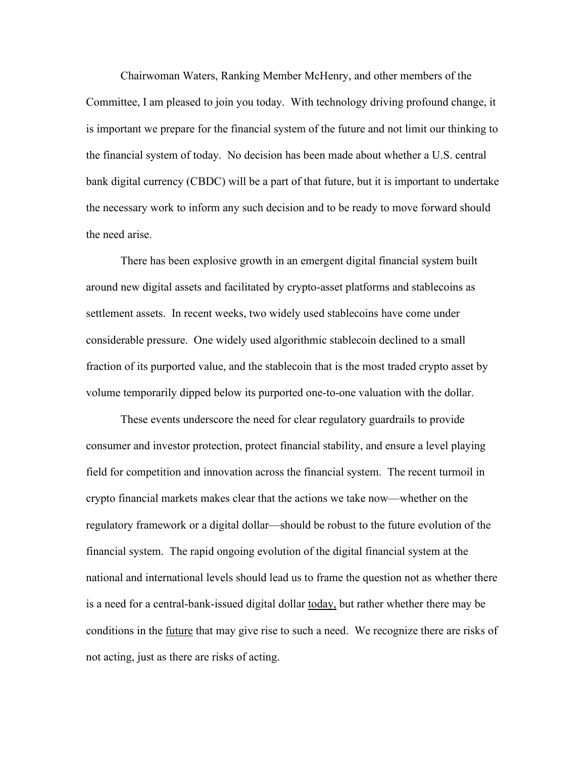Chairwoman Waters, Ranking Member McHenry, and other members of the Committee, I am pleased to join you today. With technology driving profound change, it is important we prepare for the financial system of the future and not limit our thinking to the financial system of today. No decision has been made about whether a U.S. central bank digital currency (CBDC) will be a part of that future, but it is important to undertake the necessary work to inform any such decision and to be ready to move forward should the need arise.

There has been explosive growth in an emergent digital financial system built around new digital assets and facilitated by crypto-asset platforms and stablecoins as settlement assets. In recent weeks, two widely used stablecoins have come under considerable pressure. One widely used algorithmic stablecoin declined to a small fraction of its purported value, and the stablecoin that is the most traded crypto asset by volume temporarily dipped below its purported one-to-one valuation with the dollar.

These events underscore the need for clear regulatory guardrails to provide consumer and investor protection, protect financial stability, and ensure a level playing field for competition and innovation across the financial system. The recent turmoil in crypto financial markets makes clear that the actions we take now—whether on the regulatory framework or a digital dollar—should be robust to the future evolution of the financial system. The rapid ongoing evolution of the digital financial system at the national and international levels should lead us to frame the question not as whether there is a need for a central-bank-issued digital dollar <u>today,</u> but rather whether there may be conditions in the <u>future</u> that may give rise to such a need. We recognize there are risks of not acting, just as there are risks of acting.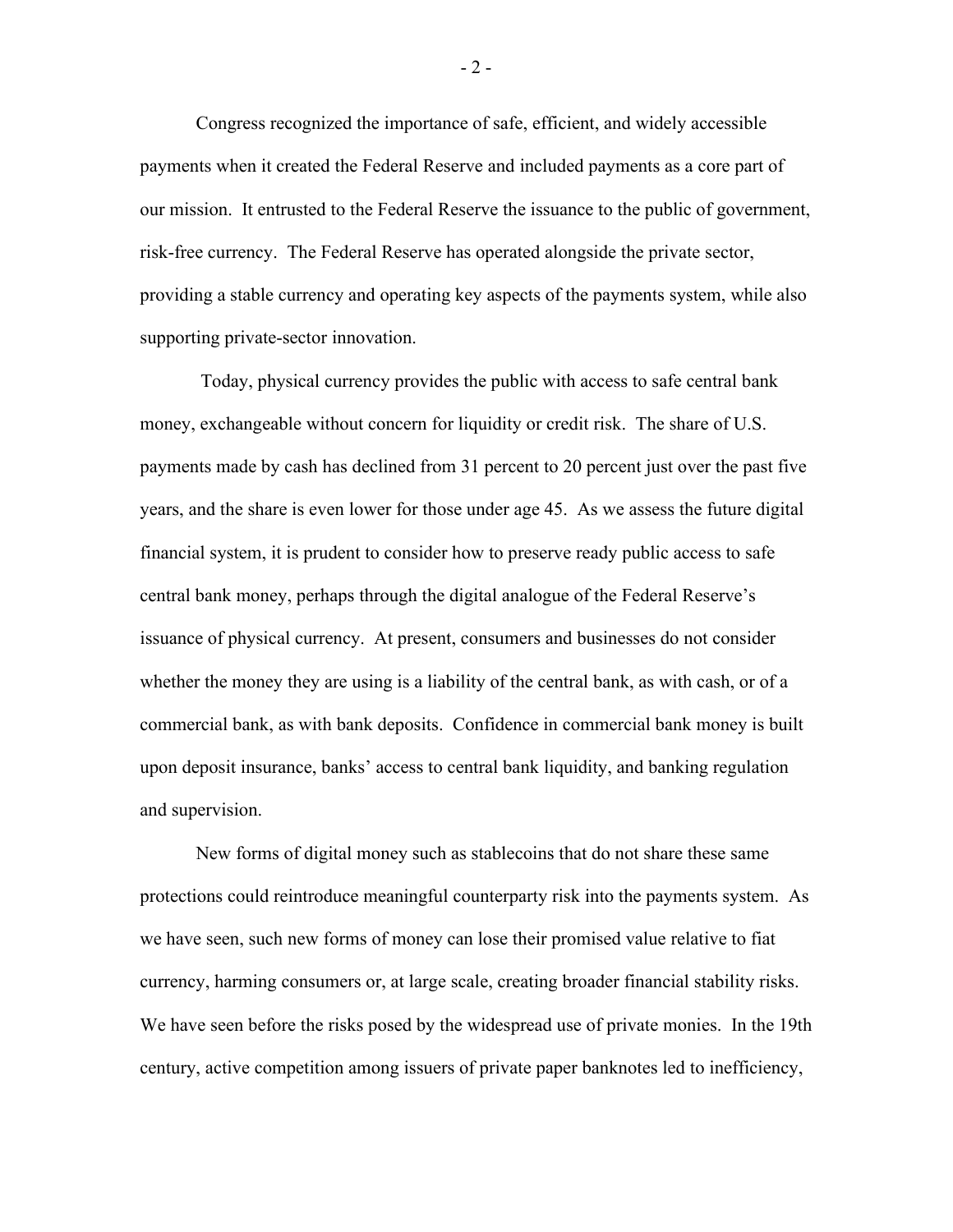Congress recognized the importance of safe, efficient, and widely accessible payments when it created the Federal Reserve and included payments as a core part of our mission. It entrusted to the Federal Reserve the issuance to the public of government, risk-free currency. The Federal Reserve has operated alongside the private sector, providing a stable currency and operating key aspects of the payments system, while also supporting private-sector innovation.

Today, physical currency provides the public with access to safe central bank money, exchangeable without concern for liquidity or credit risk. The share of U.S. payments made by cash has declined from 31 percent to 20 percent just over the past five years, and the share is even lower for those under age 45. As we assess the future digital financial system, it is prudent to consider how to preserve ready public access to safe central bank money, perhaps through the digital analogue of the Federal Reserve's issuance of physical currency. At present, consumers and businesses do not consider whether the money they are using is a liability of the central bank, as with cash, or of a commercial bank, as with bank deposits. Confidence in commercial bank money is built upon deposit insurance, banks' access to central bank liquidity, and banking regulation and supervision.

New forms of digital money such as stablecoins that do not share these same protections could reintroduce meaningful counterparty risk into the payments system. As we have seen, such new forms of money can lose their promised value relative to fiat currency, harming consumers or, at large scale, creating broader financial stability risks. We have seen before the risks posed by the widespread use of private monies. In the 19th century, active competition among issuers of private paper banknotes led to inefficiency,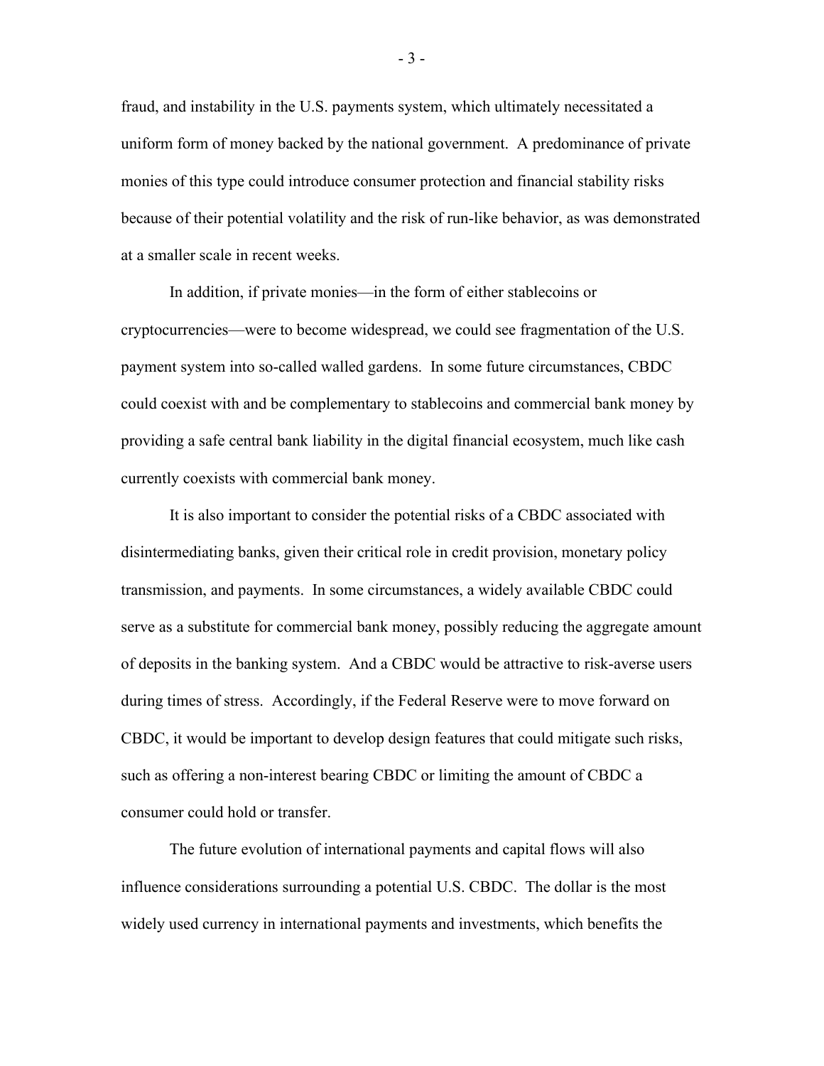fraud, and instability in the U.S. payments system, which ultimately necessitated a uniform form of money backed by the national government. A predominance of private monies of this type could introduce consumer protection and financial stability risks because of their potential volatility and the risk of run-like behavior, as was demonstrated at a smaller scale in recent weeks.

In addition, if private monies—in the form of either stablecoins or cryptocurrencies—were to become widespread, we could see fragmentation of the U.S. payment system into so-called walled gardens. In some future circumstances, CBDC could coexist with and be complementary to stablecoins and commercial bank money by providing a safe central bank liability in the digital financial ecosystem, much like cash currently coexists with commercial bank money.

It is also important to consider the potential risks of a CBDC associated with disintermediating banks, given their critical role in credit provision, monetary policy transmission, and payments. In some circumstances, a widely available CBDC could serve as a substitute for commercial bank money, possibly reducing the aggregate amount of deposits in the banking system. And a CBDC would be attractive to risk-averse users during times of stress. Accordingly, if the Federal Reserve were to move forward on CBDC, it would be important to develop design features that could mitigate such risks, such as offering a non-interest bearing CBDC or limiting the amount of CBDC a consumer could hold or transfer.

The future evolution of international payments and capital flows will also influence considerations surrounding a potential U.S. CBDC. The dollar is the most widely used currency in international payments and investments, which benefits the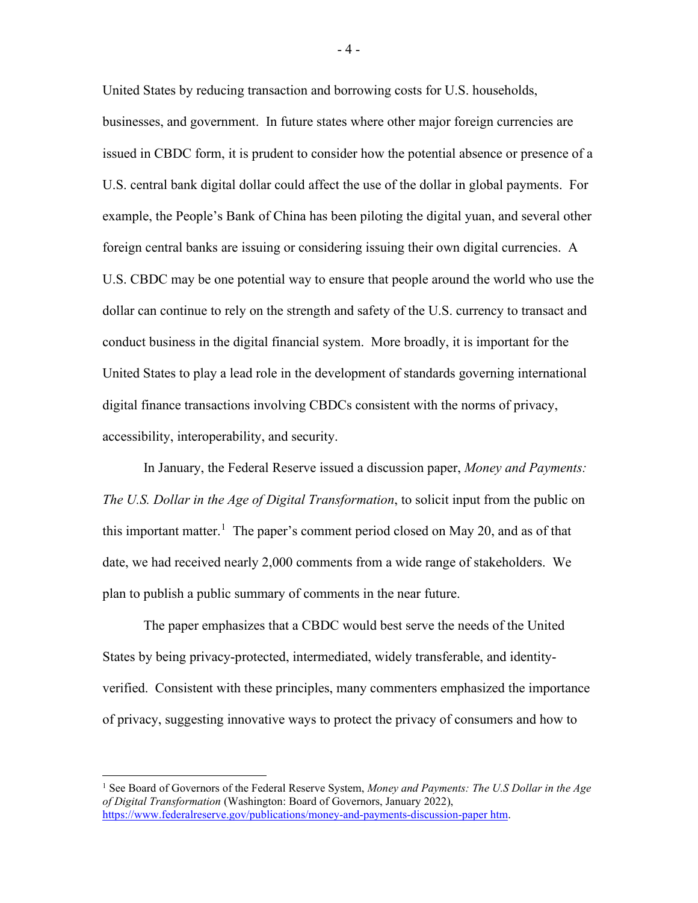United States by reducing transaction and borrowing costs for U.S. households, businesses, and government. In future states where other major foreign currencies are issued in CBDC form, it is prudent to consider how the potential absence or presence of a U.S. central bank digital dollar could affect the use of the dollar in global payments. For example, the People's Bank of China has been piloting the digital yuan, and several other foreign central banks are issuing or considering issuing their own digital currencies. A U.S. CBDC may be one potential way to ensure that people around the world who use the dollar can continue to rely on the strength and safety of the U.S. currency to transact and conduct business in the digital financial system. More broadly, it is important for the United States to play a lead role in the development of standards governing international digital finance transactions involving CBDCs consistent with the norms of privacy, accessibility, interoperability, and security.

In January, the Federal Reserve issued a discussion paper, *Money and Payments: The U.S. Dollar in the Age of Digital Transformation*, to solicit input from the public on this important matter.[1] The paper's comment period closed on May 20, and as of that date, we had received nearly 2,000 comments from a wide range of stakeholders. We plan to publish a public summary of comments in the near future.

The paper emphasizes that a CBDC would best serve the needs of the United States by being privacy-protected, intermediated, widely transferable, and identity-verified. Consistent with these principles, many commenters emphasized the importance of privacy, suggesting innovative ways to protect the privacy of consumers and how to

---

[1] See Board of Governors of the Federal Reserve System, *Money and Payments: The U.S Dollar in the Age of Digital Transformation* (Washington: Board of Governors, January 2022), https://www.federalreserve.gov/publications/money-and-payments-discussion-paper htm.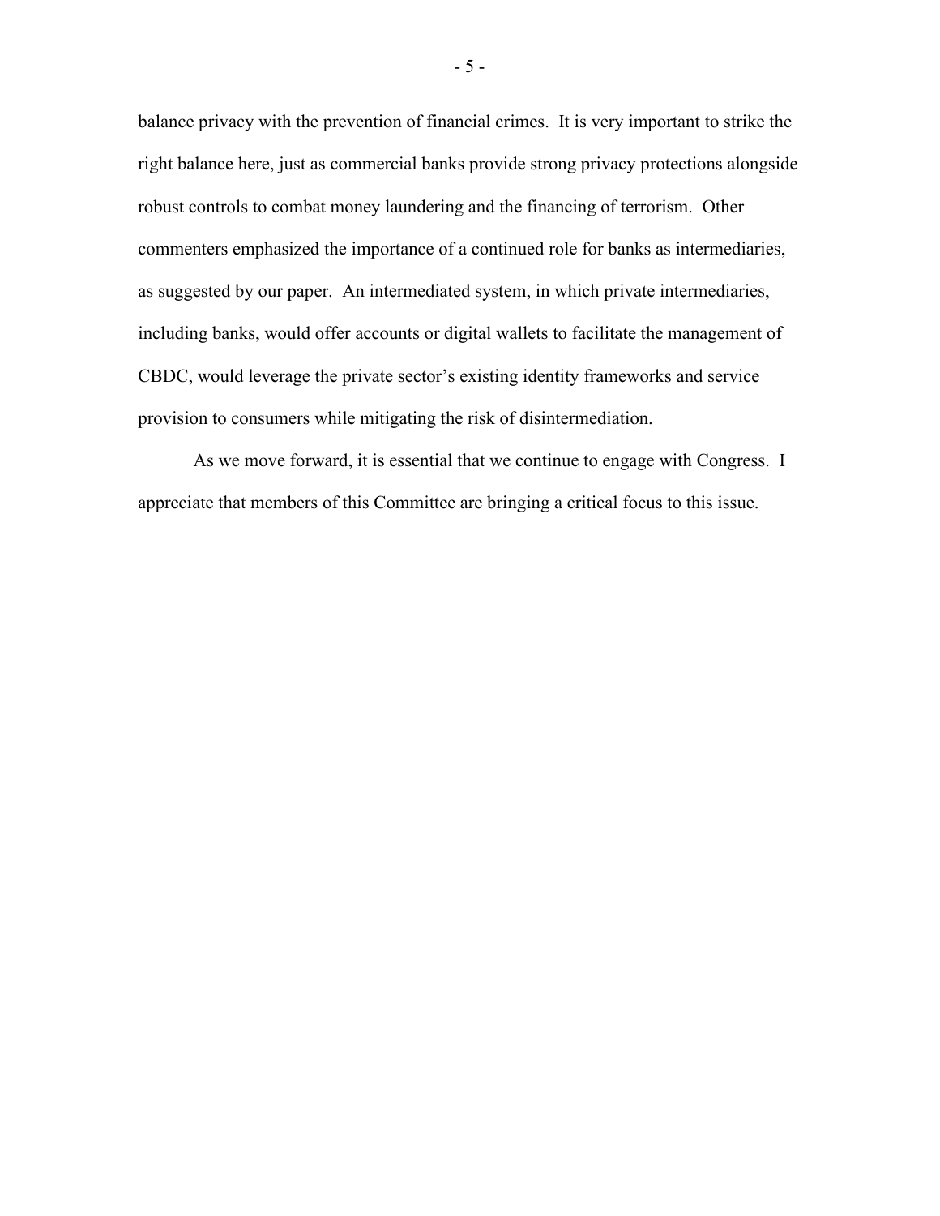balance privacy with the prevention of financial crimes. It is very important to strike the right balance here, just as commercial banks provide strong privacy protections alongside robust controls to combat money laundering and the financing of terrorism. Other commenters emphasized the importance of a continued role for banks as intermediaries, as suggested by our paper. An intermediated system, in which private intermediaries, including banks, would offer accounts or digital wallets to facilitate the management of CBDC, would leverage the private sector's existing identity frameworks and service provision to consumers while mitigating the risk of disintermediation.

As we move forward, it is essential that we continue to engage with Congress. I appreciate that members of this Committee are bringing a critical focus to this issue.